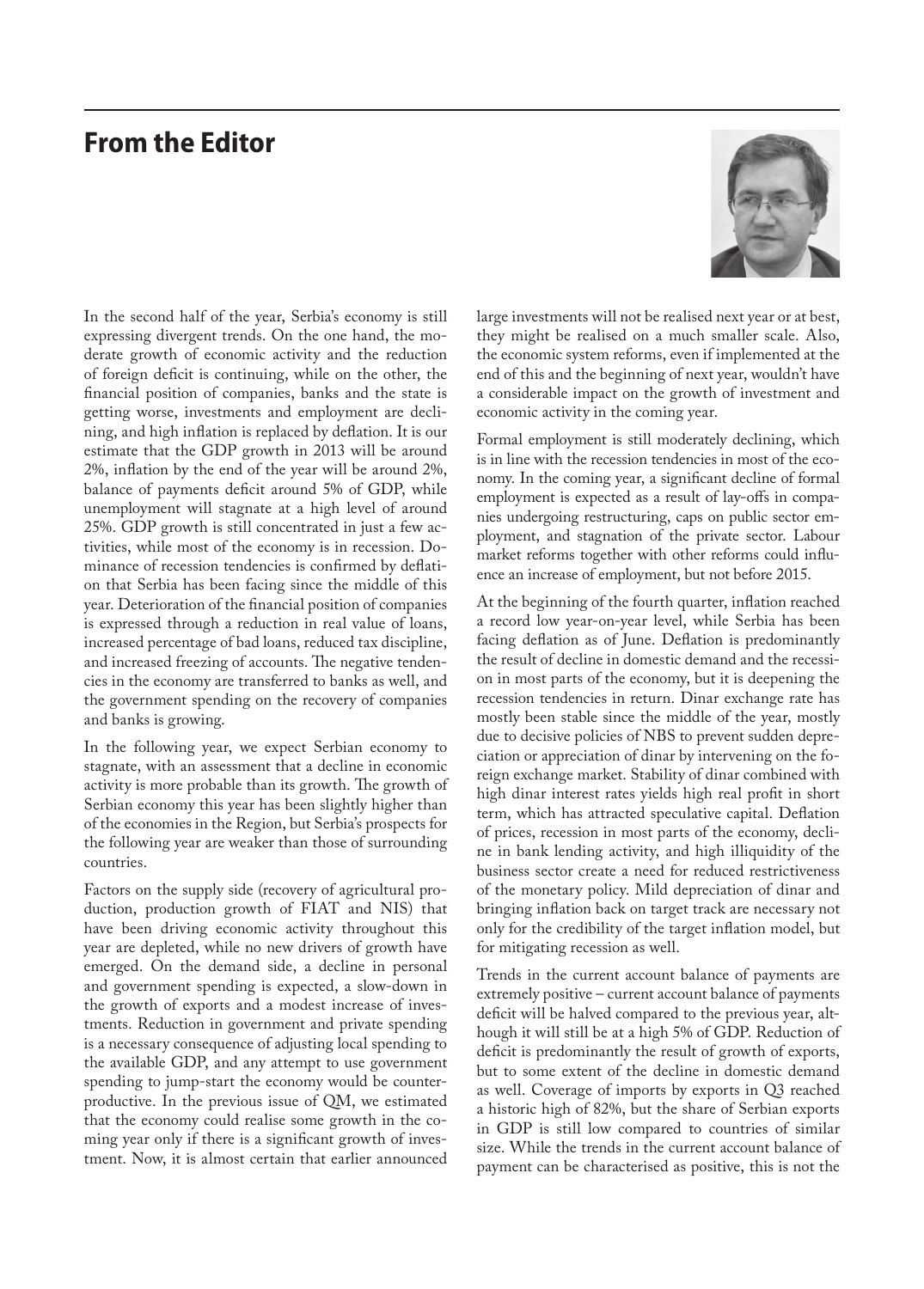# From the Editor

In the second half of the year, Serbia's economy is still expressing divergent trends. On the one hand, the moderate growth of economic activity and the reduction of foreign deficit is continuing, while on the other, the financial position of companies, banks and the state is getting worse, investments and employment are declining, and high inflation is replaced by deflation. It is our estimate that the GDP growth in 2013 will be around 2%, inflation by the end of the year will be around 2%, balance of payments deficit around 5% of GDP, while unemployment will stagnate at a high level of around 25%. GDP growth is still concentrated in just a few activities, while most of the economy is in recession. Dominance of recession tendencies is confirmed by deflation that Serbia has been facing since the middle of this year. Deterioration of the financial position of companies is expressed through a reduction in real value of loans, increased percentage of bad loans, reduced tax discipline, and increased freezing of accounts. The negative tendencies in the economy are transferred to banks as well, and the government spending on the recovery of companies and banks is growing.

In the following year, we expect Serbian economy to stagnate, with an assessment that a decline in economic activity is more probable than its growth. The growth of Serbian economy this year has been slightly higher than of the economies in the Region, but Serbia's prospects for the following year are weaker than those of surrounding countries.

Factors on the supply side (recovery of agricultural production, production growth of FIAT and NIS) that have been driving economic activity throughout this year are depleted, while no new drivers of growth have emerged. On the demand side, a decline in personal and government spending is expected, a slow-down in the growth of exports and a modest increase of investments. Reduction in government and private spending is a necessary consequence of adjusting local spending to the available GDP, and any attempt to use government spending to jump-start the economy would be counterproductive. In the previous issue of QM, we estimated that the economy could realise some growth in the coming year only if there is a significant growth of investment. Now, it is almost certain that earlier announced large investments will not be realised next year or at best, they might be realised on a much smaller scale. Also, the economic system reforms, even if implemented at the end of this and the beginning of next year, wouldn't have a considerable impact on the growth of investment and economic activity in the coming year.

Formal employment is still moderately declining, which is in line with the recession tendencies in most of the economy. In the coming year, a significant decline of formal employment is expected as a result of lay-offs in companies undergoing restructuring, caps on public sector employment, and stagnation of the private sector. Labour market reforms together with other reforms could influence an increase of employment, but not before 2015.

At the beginning of the fourth quarter, inflation reached a record low year-on-year level, while Serbia has been facing deflation as of June. Deflation is predominantly the result of decline in domestic demand and the recession in most parts of the economy, but it is deepening the recession tendencies in return. Dinar exchange rate has mostly been stable since the middle of the year, mostly due to decisive policies of NBS to prevent sudden depreciation or appreciation of dinar by intervening on the foreign exchange market. Stability of dinar combined with high dinar interest rates yields high real profit in short term, which has attracted speculative capital. Deflation of prices, recession in most parts of the economy, decline in bank lending activity, and high illiquidity of the business sector create a need for reduced restrictiveness of the monetary policy. Mild depreciation of dinar and bringing inflation back on target track are necessary not only for the credibility of the target inflation model, but for mitigating recession as well.

Trends in the current account balance of payments are extremely positive – current account balance of payments deficit will be halved compared to the previous year, although it will still be at a high 5% of GDP. Reduction of deficit is predominantly the result of growth of exports, but to some extent of the decline in domestic demand as well. Coverage of imports by exports in Q3 reached a historic high of 82%, but the share of Serbian exports in GDP is still low compared to countries of similar size. While the trends in the current account balance of payment can be characterised as positive, this is not the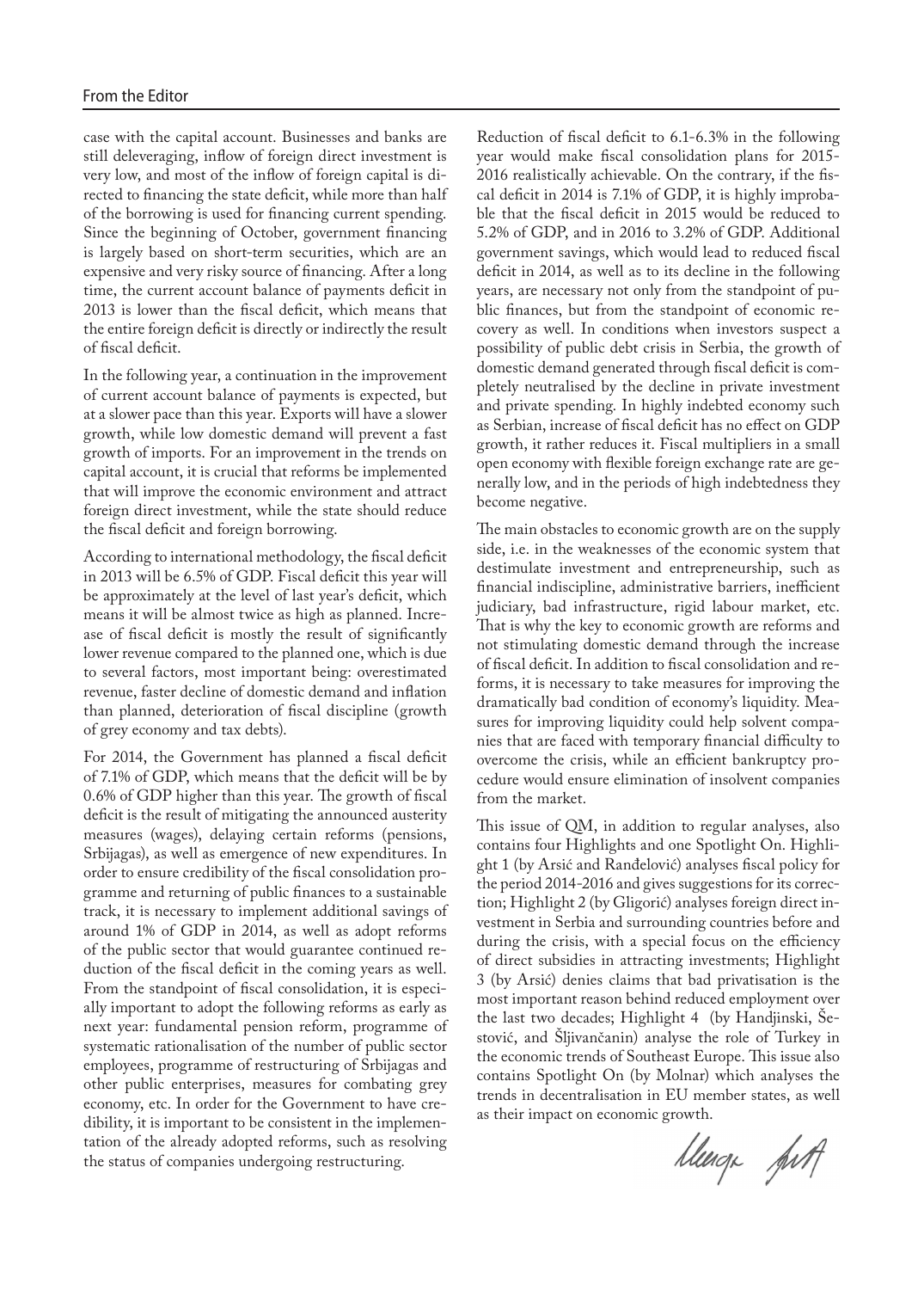case with the capital account. Businesses and banks are still deleveraging, inflow of foreign direct investment is very low, and most of the inflow of foreign capital is directed to financing the state deficit, while more than half of the borrowing is used for financing current spending. Since the beginning of October, government financing is largely based on short-term securities, which are an expensive and very risky source of financing. After a long time, the current account balance of payments deficit in 2013 is lower than the fiscal deficit, which means that the entire foreign deficit is directly or indirectly the result of fiscal deficit.

In the following year, a continuation in the improvement of current account balance of payments is expected, but at a slower pace than this year. Exports will have a slower growth, while low domestic demand will prevent a fast growth of imports. For an improvement in the trends on capital account, it is crucial that reforms be implemented that will improve the economic environment and attract foreign direct investment, while the state should reduce the fiscal deficit and foreign borrowing.

According to international methodology, the fiscal deficit in 2013 will be 6.5% of GDP. Fiscal deficit this year will be approximately at the level of last year's deficit, which means it will be almost twice as high as planned. Increase of fiscal deficit is mostly the result of significantly lower revenue compared to the planned one, which is due to several factors, most important being: overestimated revenue, faster decline of domestic demand and inflation than planned, deterioration of fiscal discipline (growth of grey economy and tax debts).

For 2014, the Government has planned a fiscal deficit of 7.1% of GDP, which means that the deficit will be by 0.6% of GDP higher than this year. The growth of fiscal deficit is the result of mitigating the announced austerity measures (wages), delaying certain reforms (pensions, Srbijagas), as well as emergence of new expenditures. In order to ensure credibility of the fiscal consolidation programme and returning of public finances to a sustainable track, it is necessary to implement additional savings of around 1% of GDP in 2014, as well as adopt reforms of the public sector that would guarantee continued reduction of the fiscal deficit in the coming years as well. From the standpoint of fiscal consolidation, it is especially important to adopt the following reforms as early as next year: fundamental pension reform, programme of systematic rationalisation of the number of public sector employees, programme of restructuring of Srbijagas and other public enterprises, measures for combating grey economy, etc. In order for the Government to have credibility, it is important to be consistent in the implementation of the already adopted reforms, such as resolving the status of companies undergoing restructuring.

Reduction of fiscal deficit to 6.1-6.3% in the following year would make fiscal consolidation plans for 2015-2016 realistically achievable. On the contrary, if the fiscal deficit in 2014 is 7.1% of GDP, it is highly improbable that the fiscal deficit in 2015 would be reduced to 5.2% of GDP, and in 2016 to 3.2% of GDP. Additional government savings, which would lead to reduced fiscal deficit in 2014, as well as to its decline in the following years, are necessary not only from the standpoint of public finances, but from the standpoint of economic recovery as well. In conditions when investors suspect a possibility of public debt crisis in Serbia, the growth of domestic demand generated through fiscal deficit is completely neutralised by the decline in private investment and private spending. In highly indebted economy such as Serbian, increase of fiscal deficit has no effect on GDP growth, it rather reduces it. Fiscal multipliers in a small open economy with flexible foreign exchange rate are generally low, and in the periods of high indebtedness they become negative.

The main obstacles to economic growth are on the supply side, i.e. in the weaknesses of the economic system that destimulate investment and entrepreneurship, such as financial indiscipline, administrative barriers, inefficient judiciary, bad infrastructure, rigid labour market, etc. That is why the key to economic growth are reforms and not stimulating domestic demand through the increase of fiscal deficit. In addition to fiscal consolidation and reforms, it is necessary to take measures for improving the dramatically bad condition of economy's liquidity. Measures for improving liquidity could help solvent companies that are faced with temporary financial difficulty to overcome the crisis, while an efficient bankruptcy procedure would ensure elimination of insolvent companies from the market.

This issue of QM, in addition to regular analyses, also contains four Highlights and one Spotlight On. Highlight 1 (by Arsić and Ranđelović) analyses fiscal policy for the period 2014-2016 and gives suggestions for its correction; Highlight 2 (by Gligorić) analyses foreign direct investment in Serbia and surrounding countries before and during the crisis, with a special focus on the efficiency of direct subsidies in attracting investments; Highlight 3 (by Arsić) denies claims that bad privatisation is the most important reason behind reduced employment over the last two decades; Highlight 4 (by Handjinski, Šestović, and Šljivančanin) analyse the role of Turkey in the economic trends of Southeast Europe. This issue also contains Spotlight On (by Molnar) which analyses the trends in decentralisation in EU member states, as well as their impact on economic growth.